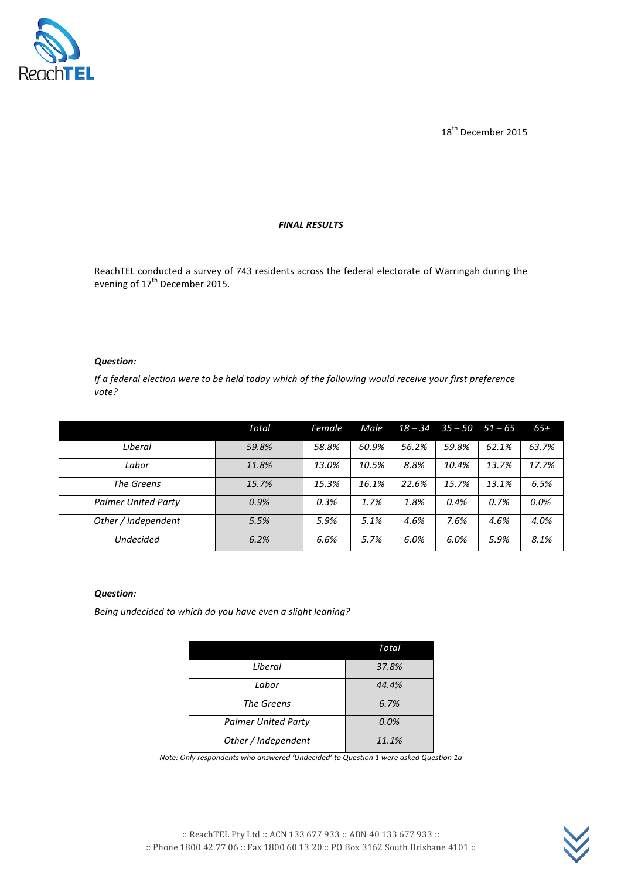18th December 2015

***FINAL RESULTS***

ReachTEL conducted a survey of 743 residents across the federal electorate of Warringah during the evening of 17th December 2015.

***Question:***

*If a federal election were to be held today which of the following would receive your first preference vote?*

| | *Total* | *Female* | *Male* | *18 – 34* | *35 – 50* | *51 – 65* | *65+* |
|---|---|---|---|---|---|---|---|
| *Liberal* | *59.8%* | *58.8%* | *60.9%* | *56.2%* | *59.8%* | *62.1%* | *63.7%* |
| *Labor* | *11.8%* | *13.0%* | *10.5%* | *8.8%* | *10.4%* | *13.7%* | *17.7%* |
| *The Greens* | *15.7%* | *15.3%* | *16.1%* | *22.6%* | *15.7%* | *13.1%* | *6.5%* |
| *Palmer United Party* | *0.9%* | *0.3%* | *1.7%* | *1.8%* | *0.4%* | *0.7%* | *0.0%* |
| *Other / Independent* | *5.5%* | *5.9%* | *5.1%* | *4.6%* | *7.6%* | *4.6%* | *4.0%* |
| *Undecided* | *6.2%* | *6.6%* | *5.7%* | *6.0%* | *6.0%* | *5.9%* | *8.1%* |

***Question:***

*Being undecided to which do you have even a slight leaning?*

| | *Total* |
|---|---|
| *Liberal* | *37.8%* |
| *Labor* | *44.4%* |
| *The Greens* | *6.7%* |
| *Palmer United Party* | *0.0%* |
| *Other / Independent* | *11.1%* |

*Note: Only respondents who answered 'Undecided' to Question 1 were asked Question 1a*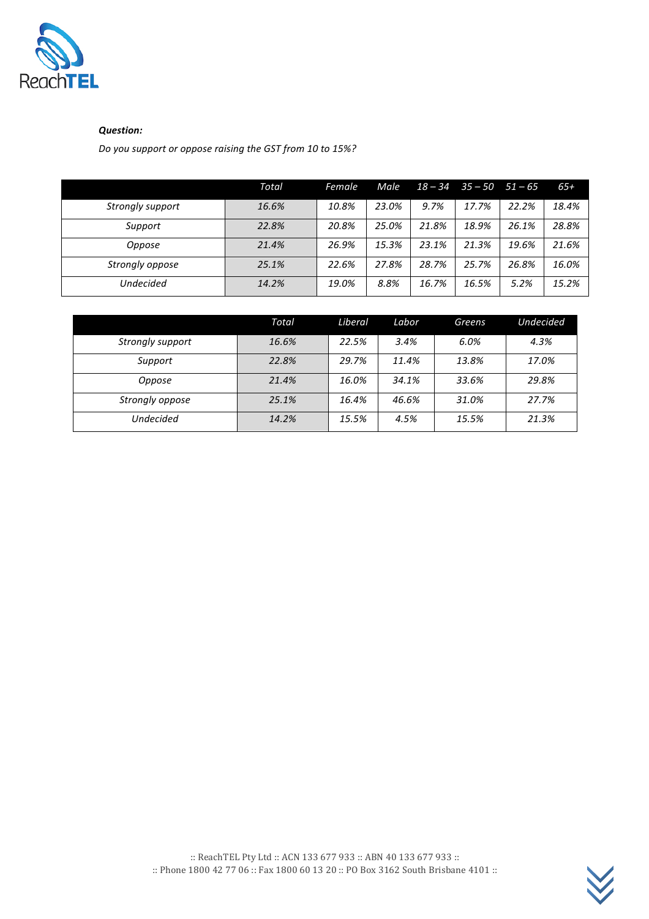***Question:***

*Do you support or oppose raising the GST from 10 to 15%?*

| | *Total* | *Female* | *Male* | *18 – 34* | *35 – 50* | *51 – 65* | *65+* |
|---|---|---|---|---|---|---|---|
| *Strongly support* | *16.6%* | *10.8%* | *23.0%* | *9.7%* | *17.7%* | *22.2%* | *18.4%* |
| *Support* | *22.8%* | *20.8%* | *25.0%* | *21.8%* | *18.9%* | *26.1%* | *28.8%* |
| *Oppose* | *21.4%* | *26.9%* | *15.3%* | *23.1%* | *21.3%* | *19.6%* | *21.6%* |
| *Strongly oppose* | *25.1%* | *22.6%* | *27.8%* | *28.7%* | *25.7%* | *26.8%* | *16.0%* |
| *Undecided* | *14.2%* | *19.0%* | *8.8%* | *16.7%* | *16.5%* | *5.2%* | *15.2%* |

| | *Total* | *Liberal* | *Labor* | *Greens* | *Undecided* |
|---|---|---|---|---|---|
| *Strongly support* | *16.6%* | *22.5%* | *3.4%* | *6.0%* | *4.3%* |
| *Support* | *22.8%* | *29.7%* | *11.4%* | *13.8%* | *17.0%* |
| *Oppose* | *21.4%* | *16.0%* | *34.1%* | *33.6%* | *29.8%* |
| *Strongly oppose* | *25.1%* | *16.4%* | *46.6%* | *31.0%* | *27.7%* |
| *Undecided* | *14.2%* | *15.5%* | *4.5%* | *15.5%* | *21.3%* |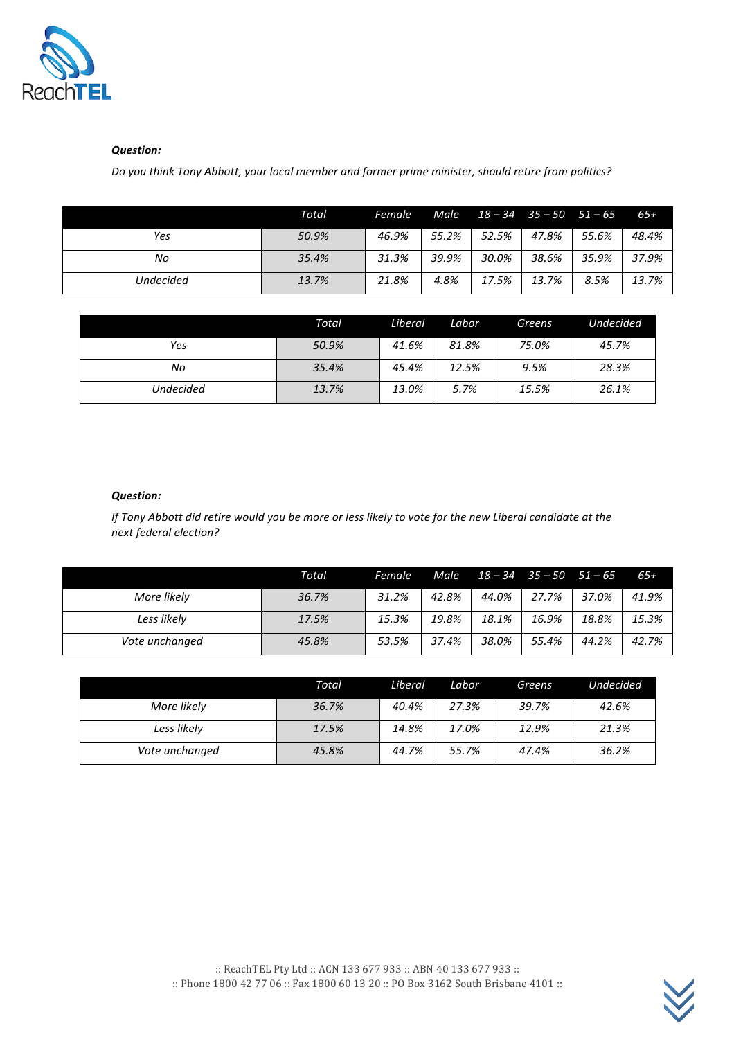***Question:***

*Do you think Tony Abbott, your local member and former prime minister, should retire from politics?*

| | *Total* | *Female* | *Male* | *18 – 34* | *35 – 50* | *51 – 65* | *65+* |
|---|---|---|---|---|---|---|---|
| *Yes* | *50.9%* | *46.9%* | *55.2%* | *52.5%* | *47.8%* | *55.6%* | *48.4%* |
| *No* | *35.4%* | *31.3%* | *39.9%* | *30.0%* | *38.6%* | *35.9%* | *37.9%* |
| *Undecided* | *13.7%* | *21.8%* | *4.8%* | *17.5%* | *13.7%* | *8.5%* | *13.7%* |

| | *Total* | *Liberal* | *Labor* | *Greens* | *Undecided* |
|---|---|---|---|---|---|
| *Yes* | *50.9%* | *41.6%* | *81.8%* | *75.0%* | *45.7%* |
| *No* | *35.4%* | *45.4%* | *12.5%* | *9.5%* | *28.3%* |
| *Undecided* | *13.7%* | *13.0%* | *5.7%* | *15.5%* | *26.1%* |

***Question:***

*If Tony Abbott did retire would you be more or less likely to vote for the new Liberal candidate at the next federal election?*

| | *Total* | *Female* | *Male* | *18 – 34* | *35 – 50* | *51 – 65* | *65+* |
|---|---|---|---|---|---|---|---|
| *More likely* | *36.7%* | *31.2%* | *42.8%* | *44.0%* | *27.7%* | *37.0%* | *41.9%* |
| *Less likely* | *17.5%* | *15.3%* | *19.8%* | *18.1%* | *16.9%* | *18.8%* | *15.3%* |
| *Vote unchanged* | *45.8%* | *53.5%* | *37.4%* | *38.0%* | *55.4%* | *44.2%* | *42.7%* |

| | *Total* | *Liberal* | *Labor* | *Greens* | *Undecided* |
|---|---|---|---|---|---|
| *More likely* | *36.7%* | *40.4%* | *27.3%* | *39.7%* | *42.6%* |
| *Less likely* | *17.5%* | *14.8%* | *17.0%* | *12.9%* | *21.3%* |
| *Vote unchanged* | *45.8%* | *44.7%* | *55.7%* | *47.4%* | *36.2%* |

:: ReachTEL Pty Ltd :: ACN 133 677 933 :: ABN 40 133 677 933 ::
:: Phone 1800 42 77 06 :: Fax 1800 60 13 20 :: PO Box 3162 South Brisbane 4101 ::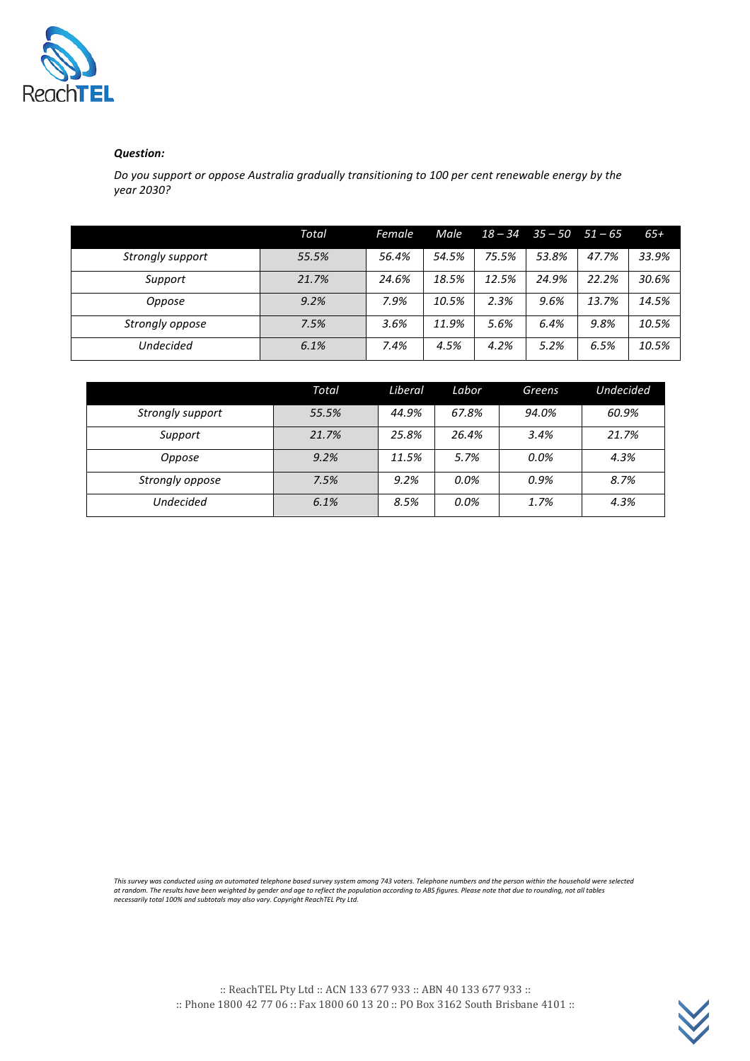***Question:***

*Do you support or oppose Australia gradually transitioning to 100 per cent renewable energy by the year 2030?*

| | *Total* | *Female* | *Male* | *18 – 34* | *35 – 50* | *51 – 65* | *65+* |
|---|---|---|---|---|---|---|---|
| *Strongly support* | *55.5%* | *56.4%* | *54.5%* | *75.5%* | *53.8%* | *47.7%* | *33.9%* |
| *Support* | *21.7%* | *24.6%* | *18.5%* | *12.5%* | *24.9%* | *22.2%* | *30.6%* |
| *Oppose* | *9.2%* | *7.9%* | *10.5%* | *2.3%* | *9.6%* | *13.7%* | *14.5%* |
| *Strongly oppose* | *7.5%* | *3.6%* | *11.9%* | *5.6%* | *6.4%* | *9.8%* | *10.5%* |
| *Undecided* | *6.1%* | *7.4%* | *4.5%* | *4.2%* | *5.2%* | *6.5%* | *10.5%* |

| | *Total* | *Liberal* | *Labor* | *Greens* | *Undecided* |
|---|---|---|---|---|---|
| *Strongly support* | *55.5%* | *44.9%* | *67.8%* | *94.0%* | *60.9%* |
| *Support* | *21.7%* | *25.8%* | *26.4%* | *3.4%* | *21.7%* |
| *Oppose* | *9.2%* | *11.5%* | *5.7%* | *0.0%* | *4.3%* |
| *Strongly oppose* | *7.5%* | *9.2%* | *0.0%* | *0.9%* | *8.7%* |
| *Undecided* | *6.1%* | *8.5%* | *0.0%* | *1.7%* | *4.3%* |

*This survey was conducted using an automated telephone based survey system among 743 voters. Telephone numbers and the person within the household were selected at random. The results have been weighted by gender and age to reflect the population according to ABS figures. Please note that due to rounding, not all tables necessarily total 100% and subtotals may also vary. Copyright ReachTEL Pty Ltd.*

:: ReachTEL Pty Ltd :: ACN 133 677 933 :: ABN 40 133 677 933 ::
:: Phone 1800 42 77 06 :: Fax 1800 60 13 20 :: PO Box 3162 South Brisbane 4101 ::